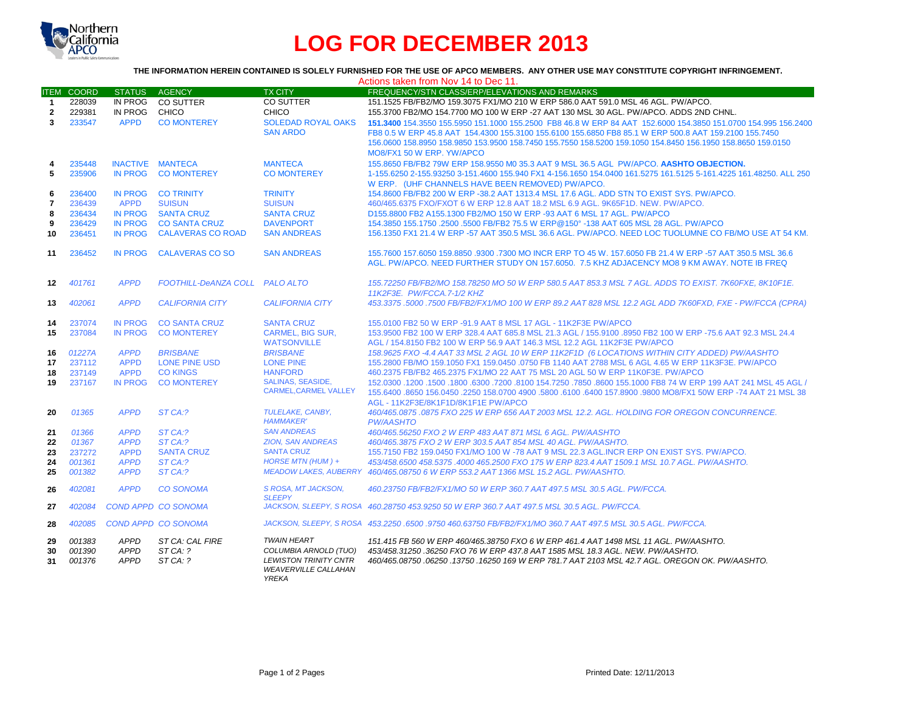Northern California APCO

# LOG FOR DECEMBER 2013

**THE INFORMATION HEREIN CONTAINED IS SOLELY FURNISHED FOR THE USE OF APCO MEMBERS. ANY OTHER USE MAY CONSTITUTE COPYRIGHT INFRINGEMENT.**

Actions taken from Nov 14 to Dec 11.

| ITEM | COORD | STATUS | AGENCY | TX CITY | FREQUENCY/STN CLASS/ERP/ELEVATIONS AND REMARKS |
|---|---|---|---|---|---|
| 1 | 228039 | IN PROG | CO SUTTER | CO SUTTER | 151.1525 FB/FB2/MO 159.3075 FX1/MO 210 W ERP 586.0 AAT 591.0 MSL 46 AGL. PW/APCO. |
| 2 | 229381 | IN PROG | CHICO | CHICO | 155.3700 FB2/MO 154.7700 MO 100 W ERP -27 AAT 130 MSL 30 AGL. PW/APCO. ADDS 2ND CHNL. |
| 3 | 233547 | APPD | CO MONTEREY | SOLEDAD ROYAL OAKS SAN ARDO | **151.3400** 154.3550 155.5950 151.1000 155.2500 FB8 46.8 W ERP 84 AAT 152.6000 154.3850 151.0700 154.995 156.2400 FB8 0.5 W ERP 45.8 AAT 154.4300 155.3100 155.6100 155.6850 FB8 85.1 W ERP 500.8 AAT 159.2100 155.7450 156.0600 158.8950 158.9850 153.9500 158.7450 155.7550 158.5200 159.1050 154.8450 156.1950 158.8650 159.0150 MO8/FX1 50 W ERP. YW/APCO |
| 4 | 235448 | INACTIVE | MANTECA | MANTECA | 155.8650 FB/FB2 79W ERP 158.9550 M0 35.3 AAT 9 MSL 36.5 AGL PW/APCO. **AASHTO OBJECTION.** |
| 5 | 235906 | IN PROG | CO MONTEREY | CO MONTEREY | 1-155.6250 2-155.93250 3-151.4600 155.940 FX1 4-156.1650 154.0400 161.5275 161.5125 5-161.4225 161.48250. ALL 250 W ERP. (UHF CHANNELS HAVE BEEN REMOVED) PW/APCO. |
| 6 | 236400 | IN PROG | CO TRINITY | TRINITY | 154.8600 FB/FB2 200 W ERP -38.2 AAT 1313.4 MSL 17.6 AGL. ADD STN TO EXIST SYS. PW/APCO. |
| 7 | 236439 | APPD | SUISUN | SUISUN | 460/465.6375 FXO/FXOT 6 W ERP 12.8 AAT 18.2 MSL 6.9 AGL. 9K65F1D. NEW. PW/APCO. |
| 8 | 236434 | IN PROG | SANTA CRUZ | SANTA CRUZ | D155.8800 FB2 A155.1300 FB2/MO 150 W ERP -93 AAT 6 MSL 17 AGL. PW/APCO |
| 9 | 236429 | IN PROG | CO SANTA CRUZ | DAVENPORT | 154.3850 155.1750 .2500 .5500 FB/FB2 75.5 W ERP@150° -138 AAT 605 MSL 28 AGL. PW/APCO |
| 10 | 236451 | IN PROG | CALAVERAS CO ROAD | SAN ANDREAS | 156.1350 FX1 21.4 W ERP -57 AAT 350.5 MSL 36.6 AGL. PW/APCO. NEED LOC TUOLUMNE CO FB/MO USE AT 54 KM. |
| 11 | 236452 | IN PROG | CALAVERAS CO SO | SAN ANDREAS | 155.7600 157.6050 159.8850 .9300 .7300 MO INCR ERP TO 45 W. 157.6050 FB 21.4 W ERP -57 AAT 350.5 MSL 36.6 AGL. PW/APCO. NEED FURTHER STUDY ON 157.6050. 7.5 KHZ ADJACENCY MO8 9 KM AWAY. NOTE IB FREQ |
| 12 | *401761* | *APPD* | *FOOTHILL-DeANZA COLL* | *PALO ALTO* | *155.72250 FB/FB2/MO 158.78250 MO 50 W ERP 580.5 AAT 853.3 MSL 7 AGL. ADDS TO EXIST. 7K60FXE, 8K10F1E. 11K2F3E. PW/FCCA.7-1/2 KHZ* |
| 13 | *402061* | *APPD* | *CALIFORNIA CITY* | *CALIFORNIA CITY* | *453.3375 .5000 .7500 FB/FB2/FX1/MO 100 W ERP 89.2 AAT 828 MSL 12.2 AGL ADD 7K60FXD, FXE - PW/FCCA (CPRA)* |
| 14 | 237074 | IN PROG | CO SANTA CRUZ | SANTA CRUZ | 155.0100 FB2 50 W ERP -91.9 AAT 8 MSL 17 AGL - 11K2F3E PW/APCO |
| 15 | 237084 | IN PROG | CO MONTEREY | CARMEL, BIG SUR, WATSONVILLE | 153.9500 FB2 100 W ERP 328.4 AAT 685.8 MSL 21.3 AGL / 155.9100 .8950 FB2 100 W ERP -75.6 AAT 92.3 MSL 24.4 AGL / 154.8150 FB2 100 W ERP 56.9 AAT 146.3 MSL 12.2 AGL 11K2F3E PW/APCO |
| 16 | *01227A* | *APPD* | *BRISBANE* | *BRISBANE* | *158.9625 FXO -4.4 AAT 33 MSL 2 AGL 10 W ERP 11K2F1D (6 LOCATIONS WITHIN CITY ADDED) PW/AASHTO* |
| 17 | 237112 | APPD | LONE PINE USD | LONE PINE | 155.2800 FB/MO 159.1050 FX1 159.0450 .0750 FB 1140 AAT 2788 MSL 6 AGL 4.65 W ERP 11K3F3E. PW/APCO |
| 18 | 237149 | APPD | CO KINGS | HANFORD | 460.2375 FB/FB2 465.2375 FX1/MO 22 AAT 75 MSL 20 AGL 50 W ERP 11K0F3E. PW/APCO |
| 19 | 237167 | IN PROG | CO MONTEREY | SALINAS, SEASIDE, CARMEL,CARMEL VALLEY | 152.0300 .1200 .1500 .1800 .6300 .7200 .8100 154.7250 .7850 .8600 155.1000 FB8 74 W ERP 199 AAT 241 MSL 45 AGL / 155.6400 .8650 156.0450 .2250 158.0700 4900 .5800 .6100 .6400 157.8900 .9800 MO8/FX1 50W ERP -74 AAT 21 MSL 38 AGL - 11K2F3E/8K1F1D/8K1F1E PW/APCO |
| 20 | *01365* | *APPD* | *ST CA:?* | *TULELAKE, CANBY, HAMMAKER'* | *460/465.0875 .0875 FXO 225 W ERP 656 AAT 2003 MSL 12.2. AGL. HOLDING FOR OREGON CONCURRENCE. PW/AASHTO* |
| 21 | *01366* | *APPD* | *ST CA:?* | *SAN ANDREAS* | *460/465.56250 FXO 2 W ERP 483 AAT 871 MSL 6 AGL. PW/AASHTO* |
| 22 | *01367* | *APPD* | *ST CA:?* | *ZION, SAN ANDREAS* | *460/465.3875 FXO 2 W ERP 303.5 AAT 854 MSL 40 AGL. PW/AASHTO.* |
| 23 | 237272 | APPD | SANTA CRUZ | SANTA CRUZ | 155.7150 FB2 159.0450 FX1/MO 100 W -78 AAT 9 MSL 22.3 AGL.INCR ERP ON EXIST SYS. PW/APCO. |
| 24 | *001361* | *APPD* | *ST CA:?* | *HORSE MTN (HUM ) +* | *453/458.6500 458.5375 .4000 465.2500 FXO 175 W ERP 823.4 AAT 1509.1 MSL 10.7 AGL. PW/AASHTO.* |
| 25 | *001382* | *APPD* | *ST CA:?* | *MEADOW LAKES, AUBERRY* | *460/465.08750 6 W ERP 553.2 AAT 1366 MSL 15.2 AGL. PW/AASHTO.* |
| 26 | *402081* | *APPD* | *CO SONOMA* | *S ROSA, MT JACKSON, SLEEPY* | *460.23750 FB/FB2/FX1/MO 50 W ERP 360.7 AAT 497.5 MSL 30.5 AGL. PW/FCCA.* |
| 27 | *402084* | *COND APPD* | *CO SONOMA* | *JACKSON, SLEEPY, S ROSA* | *460.28750 453.9250 50 W ERP 360.7 AAT 497.5 MSL 30.5 AGL. PW/FCCA.* |
| 28 | *402085* | *COND APPD* | *CO SONOMA* | *JACKSON, SLEEPY, S ROSA* | *453.2250 .6500 .9750 460.63750 FB/FB2/FX1/MO 360.7 AAT 497.5 MSL 30.5 AGL. PW/FCCA.* |
| 29 | *001383* | *APPD* | *ST CA: CAL FIRE* | *TWAIN HEART* | *151.415 FB 560 W ERP 460/465.38750 FXO 6 W ERP 461.4 AAT 1498 MSL 11 AGL. PW/AASHTO.* |
| 30 | *001390* | *APPD* | *ST CA: ?* | *COLUMBIA ARNOLD (TUO)* | *453/458.31250 .36250 FXO 76 W ERP 437.8 AAT 1585 MSL 18.3 AGL. NEW. PW/AASHTO.* |
| 31 | *001376* | *APPD* | *ST CA: ?* | *LEWISTON TRINITY CNTR WEAVERVILLE CALLAHAN YREKA* | *460/465.08750 .06250 .13750 .16250 169 W ERP 781.7 AAT 2103 MSL 42.7 AGL. OREGON OK. PW/AASHTO.* |

Printed Date: 12/11/2013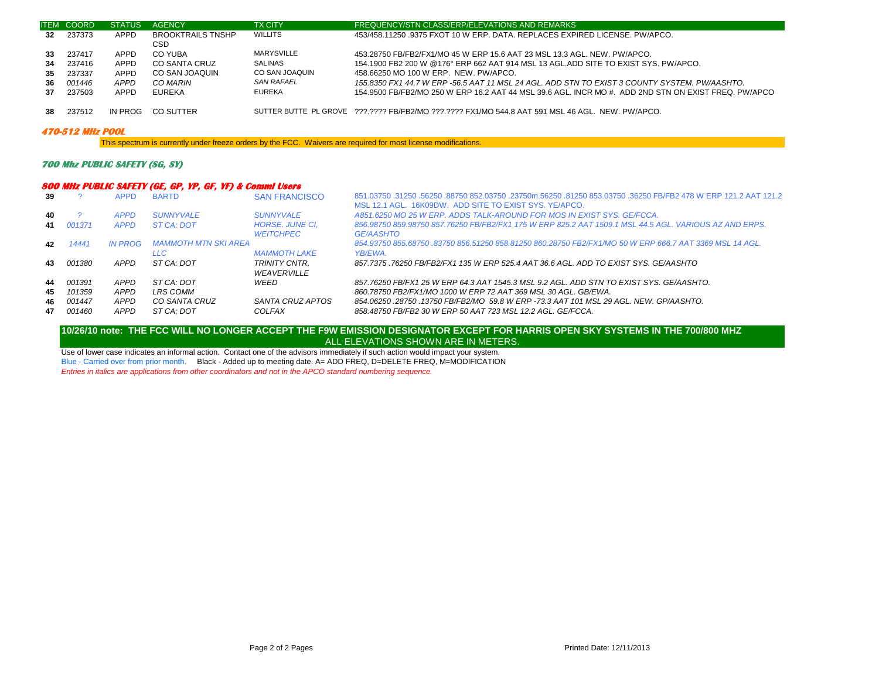| ITEM | COORD | STATUS | AGENCY | TX CITY | FREQUENCY/STN CLASS/ERP/ELEVATIONS AND REMARKS |
|---|---|---|---|---|---|
| 32 | 237373 | APPD | BROOKTRAILS TNSHP CSD | WILLITS | 453/458.11250 .9375 FXOT 10 W ERP. DATA. REPLACES EXPIRED LICENSE. PW/APCO. |
| 33 | 237417 | APPD | CO YUBA | MARYSVILLE | 453.28750 FB/FB2/FX1/MO 45 W ERP 15.6 AAT 23 MSL 13.3 AGL. NEW. PW/APCO. |
| 34 | 237416 | APPD | CO SANTA CRUZ | SALINAS | 154.1900 FB2 200 W @176° ERP 662 AAT 914 MSL 13 AGL.ADD SITE TO EXIST SYS. PW/APCO. |
| 35 | 237337 | APPD | CO SAN JOAQUIN | CO SAN JOAQUIN | 458.66250 MO 100 W ERP. NEW. PW/APCO. |
| *36* | *001446* | *APPD* | *CO MARIN* | *SAN RAFAEL* | *155.8350 FX1 44.7 W ERP -56.5 AAT 11 MSL 24 AGL. ADD STN TO EXIST 3 COUNTY SYSTEM. PW/AASHTO.* |
| 37 | 237503 | APPD | EUREKA | EUREKA | 154.9500 FB/FB2/MO 250 W ERP 16.2 AAT 44 MSL 39.6 AGL. INCR MO #. ADD 2ND STN ON EXIST FREQ. PW/APCO |
| 38 | 237512 | IN PROG | CO SUTTER | SUTTER BUTTE PL GROVE | ???.???? FB/FB2/MO ???.???? FX1/MO 544.8 AAT 591 MSL 46 AGL. NEW. PW/APCO. |

***470-512 MHz POOL***

This spectrum is currently under freeze orders by the FCC. Waivers are required for most license modifications.

***700 Mhz PUBLIC SAFETY (SG, SY)***

***800 MHz PUBLIC SAFETY (GE, GP, YP, GF, YF) & Comml Users***

| ITEM | COORD | STATUS | AGENCY | TX CITY | FREQUENCY/STN CLASS/ERP/ELEVATIONS AND REMARKS |
|---|---|---|---|---|---|
| 39 | ? | APPD | BARTD | SAN FRANCISCO | 851.03750 .31250 .56250 .88750 852.03750 .23750m.56250 .81250 853.03750 .36250 FB/FB2 478 W ERP 121.2 AAT 121.2 MSL 12.1 AGL. 16K09DW. ADD SITE TO EXIST SYS. YE/APCO. |
| *40* | *?* | *APPD* | *SUNNYVALE* | *SUNNYVALE* | *A851.6250 MO 25 W ERP. ADDS TALK-AROUND FOR MOS IN EXIST SYS. GE/FCCA.* |
| *41* | *001371* | *APPD* | *ST CA: DOT* | *HORSE. JUNE CI, WEITCHPEC* | *856.98750 859.98750 857.76250 FB/FB2/FX1 175 W ERP 825.2 AAT 1509.1 MSL 44.5 AGL. VARIOUS AZ AND ERPS. GE/AASHTO* |
| *42* | *14441* | *IN PROG* | *MAMMOTH MTN SKI AREA LLC* | *MAMMOTH LAKE* | *854.93750 855.68750 .83750 856.51250 858.81250 860.28750 FB2/FX1/MO 50 W ERP 666.7 AAT 3369 MSL 14 AGL. YB/EWA.* |
| *43* | *001380* | *APPD* | *ST CA: DOT* | *TRINITY CNTR, WEAVERVILLE* | *857.7375 .76250 FB/FB2/FX1 135 W ERP 525.4 AAT 36.6 AGL. ADD TO EXIST SYS. GE/AASHTO* |
| *44* | *001391* | *APPD* | *ST CA: DOT* | *WEED* | *857.76250 FB/FX1 25 W ERP 64.3 AAT 1545.3 MSL 9.2 AGL. ADD STN TO EXIST SYS. GE/AASHTO.* |
| *45* | *101359* | *APPD* | *LRS COMM* | | *860.78750 FB2/FX1/MO 1000 W ERP 72 AAT 369 MSL 30 AGL. GB/EWA.* |
| *46* | *001447* | *APPD* | *CO SANTA CRUZ* | *SANTA CRUZ APTOS* | *854.06250 .28750 .13750 FB/FB2/MO 59.8 W ERP -73.3 AAT 101 MSL 29 AGL. NEW. GP/AASHTO.* |
| *47* | *001460* | *APPD* | *ST CA; DOT* | *COLFAX* | *858.48750 FB/FB2 30 W ERP 50 AAT 723 MSL 12.2 AGL. GE/FCCA.* |

**10/26/10 note: THE FCC WILL NO LONGER ACCEPT THE F9W EMISSION DESIGNATOR EXCEPT FOR HARRIS OPEN SKY SYSTEMS IN THE 700/800 MHZ**

ALL ELEVATIONS SHOWN ARE IN METERS.

Use of lower case indicates an informal action. Contact one of the advisors immediately if such action would impact your system.

Blue - Carried over from prior month. Black - Added up to meeting date. A= ADD FREQ, D=DELETE FREQ, M=MODIFICATION

*Entries in italics are applications from other coordinators and not in the APCO standard numbering sequence.*

Printed Date: 12/11/2013